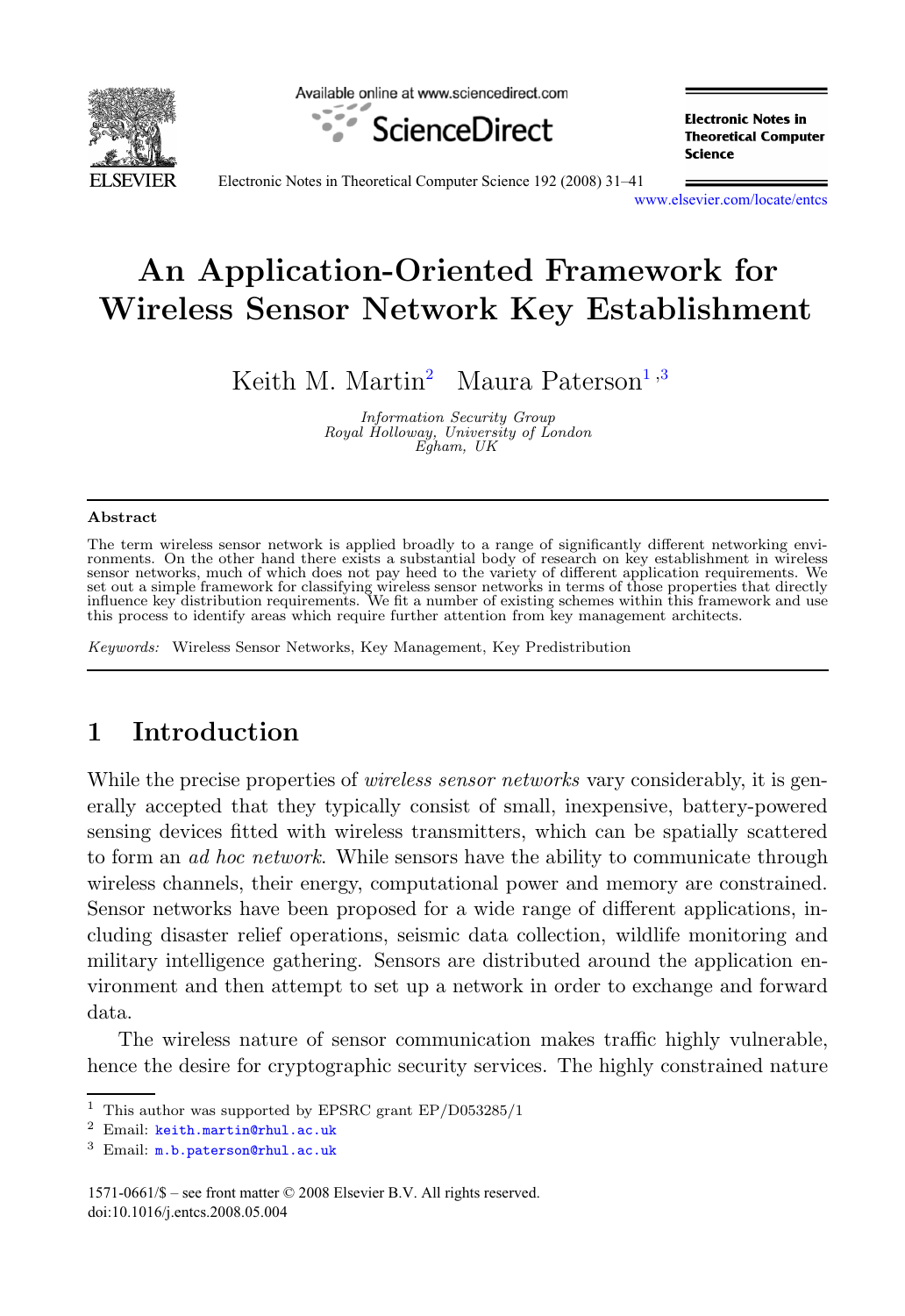# An Application-Oriented Framework for Wireless Sensor Network Key Establishment

Keith M. Martin[2] Maura Paterson[1,3]

*Information Security Group*
*Royal Holloway, University of London*
*Egham, UK*

## Abstract

The term wireless sensor network is applied broadly to a range of significantly different networking environments. On the other hand there exists a substantial body of research on key establishment in wireless sensor networks, much of which does not pay heed to the variety of different application requirements. We set out a simple framework for classifying wireless sensor networks in terms of those properties that directly influence key distribution requirements. We fit a number of existing schemes within this framework and use this process to identify areas which require further attention from key management architects.

*Keywords:* Wireless Sensor Networks, Key Management, Key Predistribution

## 1 Introduction

While the precise properties of *wireless sensor networks* vary considerably, it is generally accepted that they typically consist of small, inexpensive, battery-powered sensing devices fitted with wireless transmitters, which can be spatially scattered to form an *ad hoc network*. While sensors have the ability to communicate through wireless channels, their energy, computational power and memory are constrained. Sensor networks have been proposed for a wide range of different applications, including disaster relief operations, seismic data collection, wildlife monitoring and military intelligence gathering. Sensors are distributed around the application environment and then attempt to set up a network in order to exchange and forward data.

The wireless nature of sensor communication makes traffic highly vulnerable, hence the desire for cryptographic security services. The highly constrained nature

[1] This author was supported by EPSRC grant EP/D053285/1

[2] Email: keith.martin@rhul.ac.uk

[3] Email: m.b.paterson@rhul.ac.uk

1571-0661/$ – see front matter © 2008 Elsevier B.V. All rights reserved.
doi:10.1016/j.entcs.2008.05.004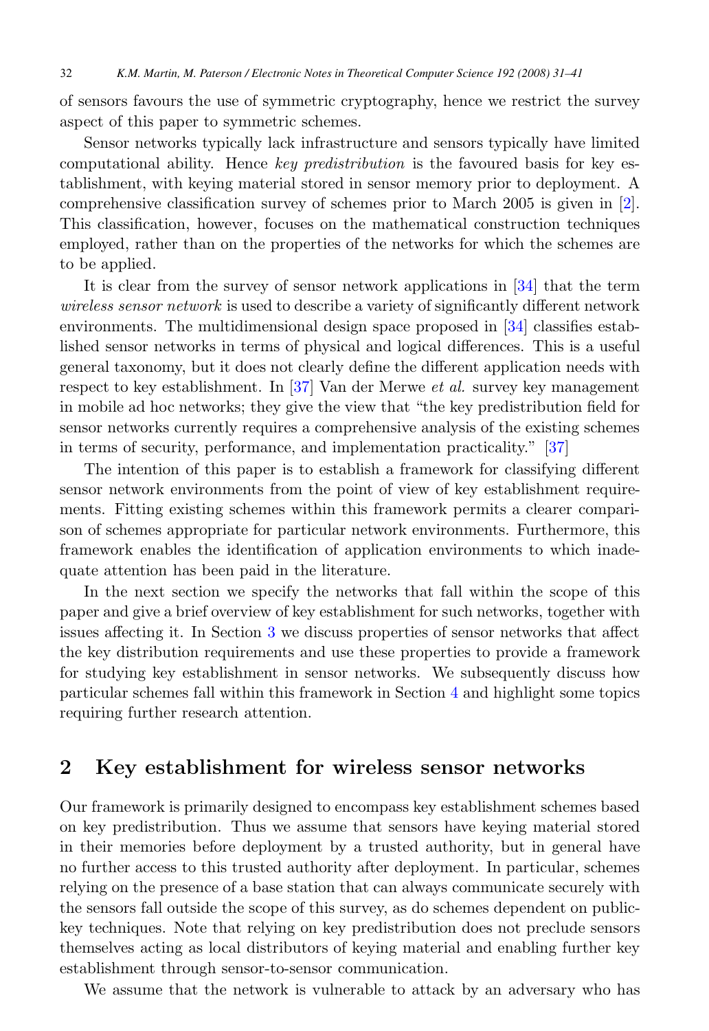of sensors favours the use of symmetric cryptography, hence we restrict the survey aspect of this paper to symmetric schemes.

Sensor networks typically lack infrastructure and sensors typically have limited computational ability. Hence *key predistribution* is the favoured basis for key establishment, with keying material stored in sensor memory prior to deployment. A comprehensive classification survey of schemes prior to March 2005 is given in [2]. This classification, however, focuses on the mathematical construction techniques employed, rather than on the properties of the networks for which the schemes are to be applied.

It is clear from the survey of sensor network applications in [34] that the term *wireless sensor network* is used to describe a variety of significantly different network environments. The multidimensional design space proposed in [34] classifies established sensor networks in terms of physical and logical differences. This is a useful general taxonomy, but it does not clearly define the different application needs with respect to key establishment. In [37] Van der Merwe *et al.* survey key management in mobile ad hoc networks; they give the view that "the key predistribution field for sensor networks currently requires a comprehensive analysis of the existing schemes in terms of security, performance, and implementation practicality." [37]

The intention of this paper is to establish a framework for classifying different sensor network environments from the point of view of key establishment requirements. Fitting existing schemes within this framework permits a clearer comparison of schemes appropriate for particular network environments. Furthermore, this framework enables the identification of application environments to which inadequate attention has been paid in the literature.

In the next section we specify the networks that fall within the scope of this paper and give a brief overview of key establishment for such networks, together with issues affecting it. In Section 3 we discuss properties of sensor networks that affect the key distribution requirements and use these properties to provide a framework for studying key establishment in sensor networks. We subsequently discuss how particular schemes fall within this framework in Section 4 and highlight some topics requiring further research attention.

## 2 Key establishment for wireless sensor networks

Our framework is primarily designed to encompass key establishment schemes based on key predistribution. Thus we assume that sensors have keying material stored in their memories before deployment by a trusted authority, but in general have no further access to this trusted authority after deployment. In particular, schemes relying on the presence of a base station that can always communicate securely with the sensors fall outside the scope of this survey, as do schemes dependent on public-key techniques. Note that relying on key predistribution does not preclude sensors themselves acting as local distributors of keying material and enabling further key establishment through sensor-to-sensor communication.

We assume that the network is vulnerable to attack by an adversary who has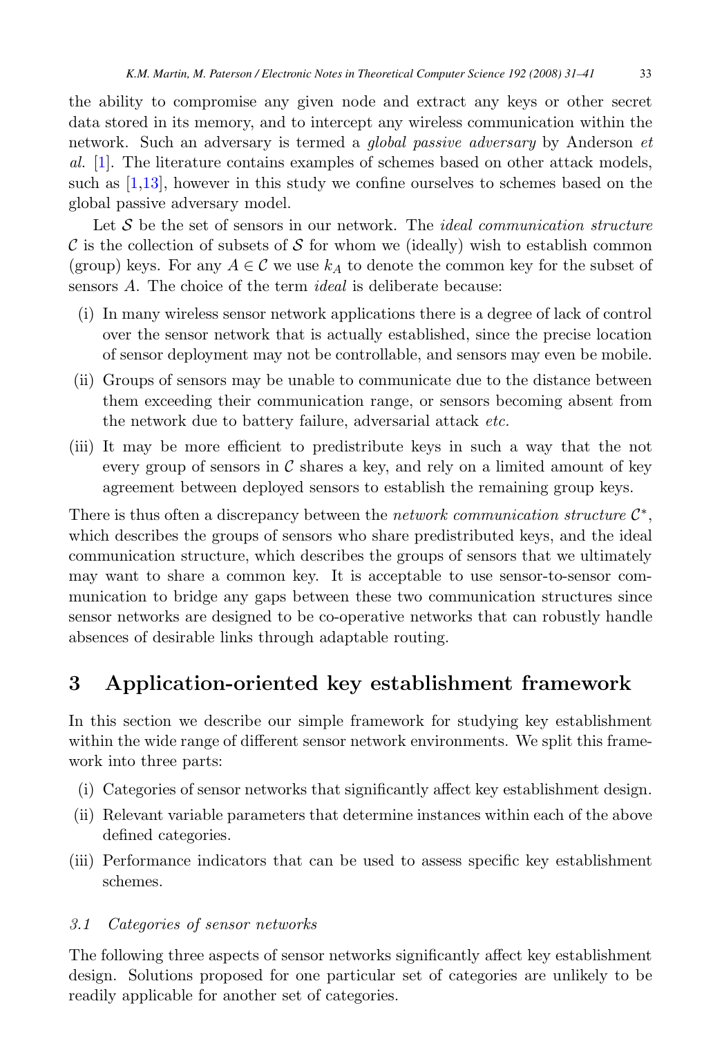the ability to compromise any given node and extract any keys or other secret data stored in its memory, and to intercept any wireless communication within the network. Such an adversary is termed a *global passive adversary* by Anderson *et al.* [1]. The literature contains examples of schemes based on other attack models, such as [1,13], however in this study we confine ourselves to schemes based on the global passive adversary model.

Let $\mathcal{S}$ be the set of sensors in our network. The *ideal communication structure* $\mathcal{C}$ is the collection of subsets of $\mathcal{S}$ for whom we (ideally) wish to establish common (group) keys. For any $A \in \mathcal{C}$ we use $k_A$ to denote the common key for the subset of sensors $A$. The choice of the term *ideal* is deliberate because:

(i) In many wireless sensor network applications there is a degree of lack of control over the sensor network that is actually established, since the precise location of sensor deployment may not be controllable, and sensors may even be mobile.

(ii) Groups of sensors may be unable to communicate due to the distance between them exceeding their communication range, or sensors becoming absent from the network due to battery failure, adversarial attack *etc.*

(iii) It may be more efficient to predistribute keys in such a way that the not every group of sensors in $\mathcal{C}$ shares a key, and rely on a limited amount of key agreement between deployed sensors to establish the remaining group keys.

There is thus often a discrepancy between the *network communication structure* $\mathcal{C}^*$, which describes the groups of sensors who share predistributed keys, and the ideal communication structure, which describes the groups of sensors that we ultimately may want to share a common key. It is acceptable to use sensor-to-sensor communication to bridge any gaps between these two communication structures since sensor networks are designed to be co-operative networks that can robustly handle absences of desirable links through adaptable routing.

## 3 Application-oriented key establishment framework

In this section we describe our simple framework for studying key establishment within the wide range of different sensor network environments. We split this framework into three parts:

(i) Categories of sensor networks that significantly affect key establishment design.

(ii) Relevant variable parameters that determine instances within each of the above defined categories.

(iii) Performance indicators that can be used to assess specific key establishment schemes.

### 3.1 Categories of sensor networks

The following three aspects of sensor networks significantly affect key establishment design. Solutions proposed for one particular set of categories are unlikely to be readily applicable for another set of categories.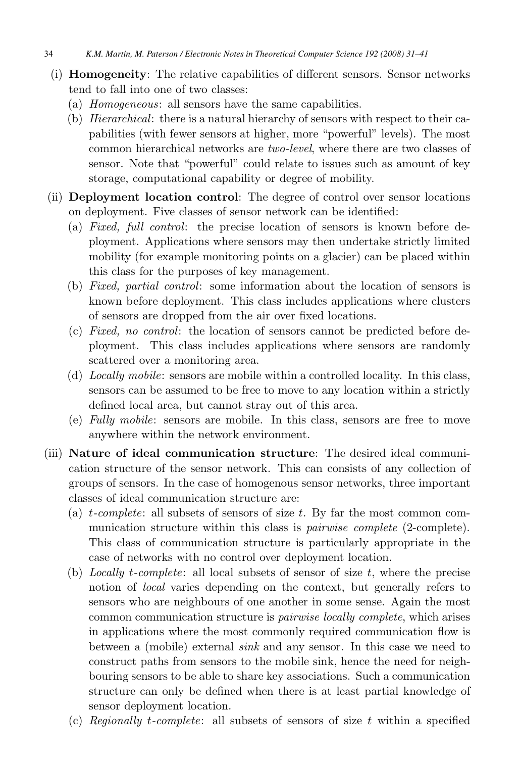(i) **Homogeneity**: The relative capabilities of different sensors. Sensor networks tend to fall into one of two classes:
   (a) *Homogeneous*: all sensors have the same capabilities.
   (b) *Hierarchical*: there is a natural hierarchy of sensors with respect to their capabilities (with fewer sensors at higher, more "powerful" levels). The most common hierarchical networks are *two-level*, where there are two classes of sensor. Note that "powerful" could relate to issues such as amount of key storage, computational capability or degree of mobility.

(ii) **Deployment location control**: The degree of control over sensor locations on deployment. Five classes of sensor network can be identified:
   (a) *Fixed, full control*: the precise location of sensors is known before deployment. Applications where sensors may then undertake strictly limited mobility (for example monitoring points on a glacier) can be placed within this class for the purposes of key management.
   (b) *Fixed, partial control*: some information about the location of sensors is known before deployment. This class includes applications where clusters of sensors are dropped from the air over fixed locations.
   (c) *Fixed, no control*: the location of sensors cannot be predicted before deployment. This class includes applications where sensors are randomly scattered over a monitoring area.
   (d) *Locally mobile*: sensors are mobile within a controlled locality. In this class, sensors can be assumed to be free to move to any location within a strictly defined local area, but cannot stray out of this area.
   (e) *Fully mobile*: sensors are mobile. In this class, sensors are free to move anywhere within the network environment.

(iii) **Nature of ideal communication structure**: The desired ideal communication structure of the sensor network. This can consists of any collection of groups of sensors. In the case of homogenous sensor networks, three important classes of ideal communication structure are:
   (a) *$t$-complete*: all subsets of sensors of size $t$. By far the most common communication structure within this class is *pairwise complete* (2-complete). This class of communication structure is particularly appropriate in the case of networks with no control over deployment location.
   (b) *Locally $t$-complete*: all local subsets of sensor of size $t$, where the precise notion of *local* varies depending on the context, but generally refers to sensors who are neighbours of one another in some sense. Again the most common communication structure is *pairwise locally complete*, which arises in applications where the most commonly required communication flow is between a (mobile) external *sink* and any sensor. In this case we need to construct paths from sensors to the mobile sink, hence the need for neighbouring sensors to be able to share key associations. Such a communication structure can only be defined when there is at least partial knowledge of sensor deployment location.
   (c) *Regionally $t$-complete*: all subsets of sensors of size $t$ within a specified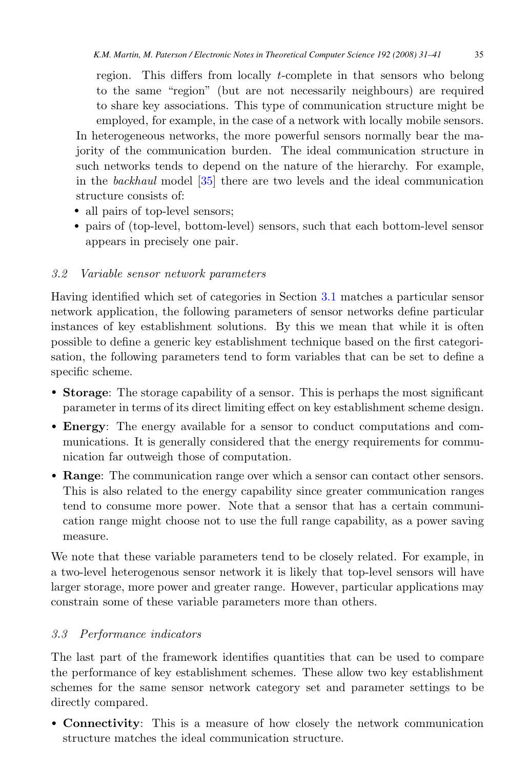region. This differs from locally $t$-complete in that sensors who belong to the same "region" (but are not necessarily neighbours) are required to share key associations. This type of communication structure might be employed, for example, in the case of a network with locally mobile sensors.

In heterogeneous networks, the more powerful sensors normally bear the majority of the communication burden. The ideal communication structure in such networks tends to depend on the nature of the hierarchy. For example, in the *backhaul* model [35] there are two levels and the ideal communication structure consists of:

- all pairs of top-level sensors;
- pairs of (top-level, bottom-level) sensors, such that each bottom-level sensor appears in precisely one pair.

### 3.2 Variable sensor network parameters

Having identified which set of categories in Section 3.1 matches a particular sensor network application, the following parameters of sensor networks define particular instances of key establishment solutions. By this we mean that while it is often possible to define a generic key establishment technique based on the first categorisation, the following parameters tend to form variables that can be set to define a specific scheme.

- **Storage**: The storage capability of a sensor. This is perhaps the most significant parameter in terms of its direct limiting effect on key establishment scheme design.
- **Energy**: The energy available for a sensor to conduct computations and communications. It is generally considered that the energy requirements for communication far outweigh those of computation.
- **Range**: The communication range over which a sensor can contact other sensors. This is also related to the energy capability since greater communication ranges tend to consume more power. Note that a sensor that has a certain communication range might choose not to use the full range capability, as a power saving measure.

We note that these variable parameters tend to be closely related. For example, in a two-level heterogenous sensor network it is likely that top-level sensors will have larger storage, more power and greater range. However, particular applications may constrain some of these variable parameters more than others.

### 3.3 Performance indicators

The last part of the framework identifies quantities that can be used to compare the performance of key establishment schemes. These allow two key establishment schemes for the same sensor network category set and parameter settings to be directly compared.

- **Connectivity**: This is a measure of how closely the network communication structure matches the ideal communication structure.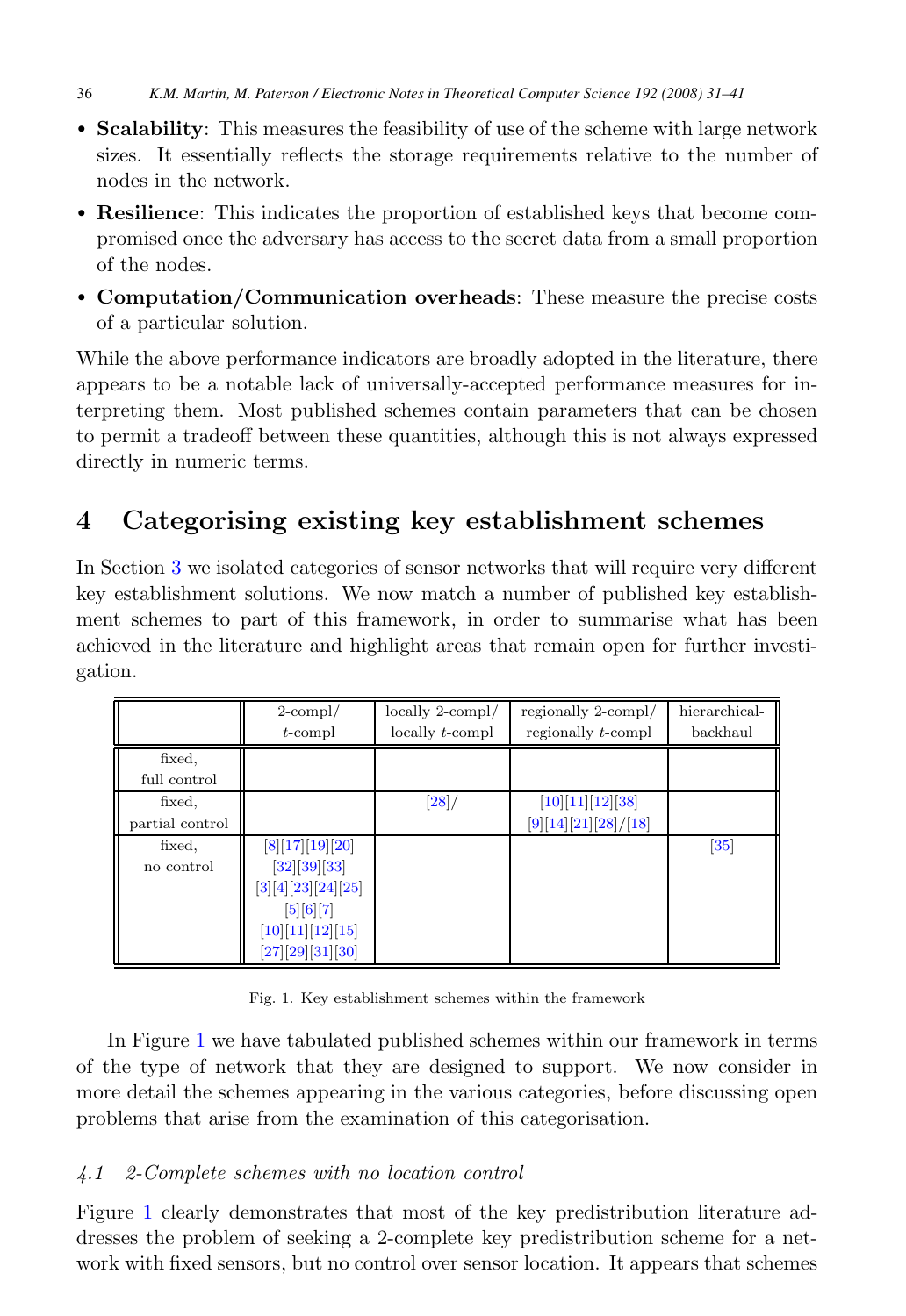- **Scalability**: This measures the feasibility of use of the scheme with large network sizes. It essentially reflects the storage requirements relative to the number of nodes in the network.
- **Resilience**: This indicates the proportion of established keys that become compromised once the adversary has access to the secret data from a small proportion of the nodes.
- **Computation/Communication overheads**: These measure the precise costs of a particular solution.

While the above performance indicators are broadly adopted in the literature, there appears to be a notable lack of universally-accepted performance measures for interpreting them. Most published schemes contain parameters that can be chosen to permit a tradeoff between these quantities, although this is not always expressed directly in numeric terms.

## 4 Categorising existing key establishment schemes

In Section 3 we isolated categories of sensor networks that will require very different key establishment solutions. We now match a number of published key establishment schemes to part of this framework, in order to summarise what has been achieved in the literature and highlight areas that remain open for further investigation.

| | 2-compl/ $t$-compl | locally 2-compl/ locally $t$-compl | regionally 2-compl/ regionally $t$-compl | hierarchical-backhaul |
|---|---|---|---|---|
| fixed, full control | | | | |
| fixed, partial control | | [28]/ | [10][11][12][38] [9][14][21][28]/[18] | |
| fixed, no control | [8][17][19][20] [32][39][33] [3][4][23][24][25] [5][6][7] [10][11][12][15] [27][29][31][30] | | | [35] |

Fig. 1. Key establishment schemes within the framework

In Figure 1 we have tabulated published schemes within our framework in terms of the type of network that they are designed to support. We now consider in more detail the schemes appearing in the various categories, before discussing open problems that arise from the examination of this categorisation.

### 4.1 2-Complete schemes with no location control

Figure 1 clearly demonstrates that most of the key predistribution literature addresses the problem of seeking a 2-complete key predistribution scheme for a network with fixed sensors, but no control over sensor location. It appears that schemes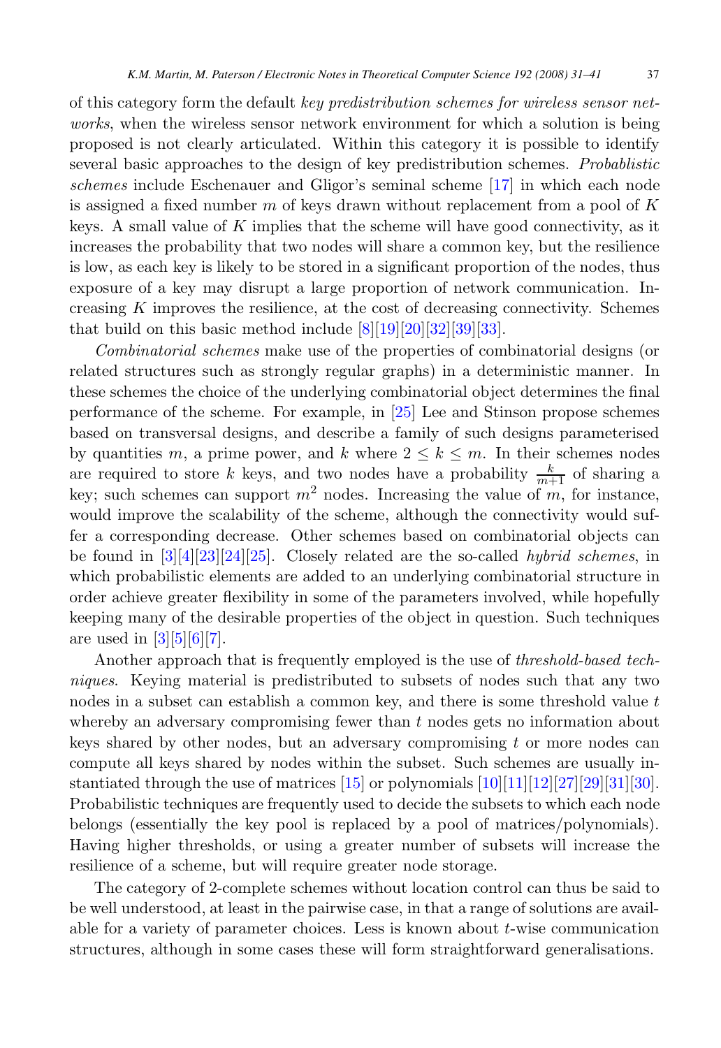of this category form the default *key predistribution schemes for wireless sensor networks*, when the wireless sensor network environment for which a solution is being proposed is not clearly articulated. Within this category it is possible to identify several basic approaches to the design of key predistribution schemes. *Probablistic schemes* include Eschenauer and Gligor's seminal scheme [17] in which each node is assigned a fixed number $m$ of keys drawn without replacement from a pool of $K$ keys. A small value of $K$ implies that the scheme will have good connectivity, as it increases the probability that two nodes will share a common key, but the resilience is low, as each key is likely to be stored in a significant proportion of the nodes, thus exposure of a key may disrupt a large proportion of network communication. Increasing $K$ improves the resilience, at the cost of decreasing connectivity. Schemes that build on this basic method include [8][19][20][32][39][33].

*Combinatorial schemes* make use of the properties of combinatorial designs (or related structures such as strongly regular graphs) in a deterministic manner. In these schemes the choice of the underlying combinatorial object determines the final performance of the scheme. For example, in [25] Lee and Stinson propose schemes based on transversal designs, and describe a family of such designs parameterised by quantities $m$, a prime power, and $k$ where $2 \leq k \leq m$. In their schemes nodes are required to store $k$ keys, and two nodes have a probability $\frac{k}{m+1}$ of sharing a key; such schemes can support $m^2$ nodes. Increasing the value of $m$, for instance, would improve the scalability of the scheme, although the connectivity would suffer a corresponding decrease. Other schemes based on combinatorial objects can be found in [3][4][23][24][25]. Closely related are the so-called *hybrid schemes*, in which probabilistic elements are added to an underlying combinatorial structure in order achieve greater flexibility in some of the parameters involved, while hopefully keeping many of the desirable properties of the object in question. Such techniques are used in [3][5][6][7].

Another approach that is frequently employed is the use of *threshold-based techniques*. Keying material is predistributed to subsets of nodes such that any two nodes in a subset can establish a common key, and there is some threshold value $t$ whereby an adversary compromising fewer than $t$ nodes gets no information about keys shared by other nodes, but an adversary compromising $t$ or more nodes can compute all keys shared by nodes within the subset. Such schemes are usually instantiated through the use of matrices [15] or polynomials [10][11][12][27][29][31][30]. Probabilistic techniques are frequently used to decide the subsets to which each node belongs (essentially the key pool is replaced by a pool of matrices/polynomials). Having higher thresholds, or using a greater number of subsets will increase the resilience of a scheme, but will require greater node storage.

The category of 2-complete schemes without location control can thus be said to be well understood, at least in the pairwise case, in that a range of solutions are available for a variety of parameter choices. Less is known about $t$-wise communication structures, although in some cases these will form straightforward generalisations.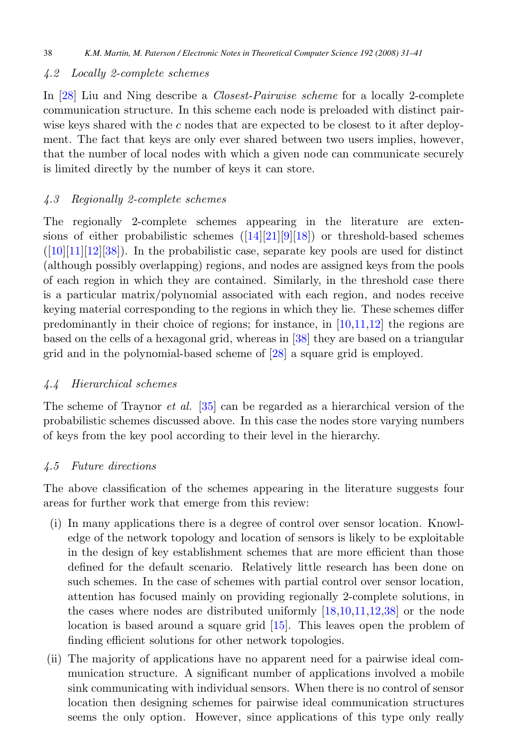### 4.2 Locally 2-complete schemes

In [28] Liu and Ning describe a *Closest-Pairwise scheme* for a locally 2-complete communication structure. In this scheme each node is preloaded with distinct pairwise keys shared with the $c$ nodes that are expected to be closest to it after deployment. The fact that keys are only ever shared between two users implies, however, that the number of local nodes with which a given node can communicate securely is limited directly by the number of keys it can store.

### 4.3 Regionally 2-complete schemes

The regionally 2-complete schemes appearing in the literature are extensions of either probabilistic schemes ([14][21][9][18]) or threshold-based schemes ([10][11][12][38]). In the probabilistic case, separate key pools are used for distinct (although possibly overlapping) regions, and nodes are assigned keys from the pools of each region in which they are contained. Similarly, in the threshold case there is a particular matrix/polynomial associated with each region, and nodes receive keying material corresponding to the regions in which they lie. These schemes differ predominantly in their choice of regions; for instance, in [10,11,12] the regions are based on the cells of a hexagonal grid, whereas in [38] they are based on a triangular grid and in the polynomial-based scheme of [28] a square grid is employed.

### 4.4 Hierarchical schemes

The scheme of Traynor *et al.* [35] can be regarded as a hierarchical version of the probabilistic schemes discussed above. In this case the nodes store varying numbers of keys from the key pool according to their level in the hierarchy.

### 4.5 Future directions

The above classification of the schemes appearing in the literature suggests four areas for further work that emerge from this review:

(i) In many applications there is a degree of control over sensor location. Knowledge of the network topology and location of sensors is likely to be exploitable in the design of key establishment schemes that are more efficient than those defined for the default scenario. Relatively little research has been done on such schemes. In the case of schemes with partial control over sensor location, attention has focused mainly on providing regionally 2-complete solutions, in the cases where nodes are distributed uniformly [18,10,11,12,38] or the node location is based around a square grid [15]. This leaves open the problem of finding efficient solutions for other network topologies.

(ii) The majority of applications have no apparent need for a pairwise ideal communication structure. A significant number of applications involved a mobile sink communicating with individual sensors. When there is no control of sensor location then designing schemes for pairwise ideal communication structures seems the only option. However, since applications of this type only really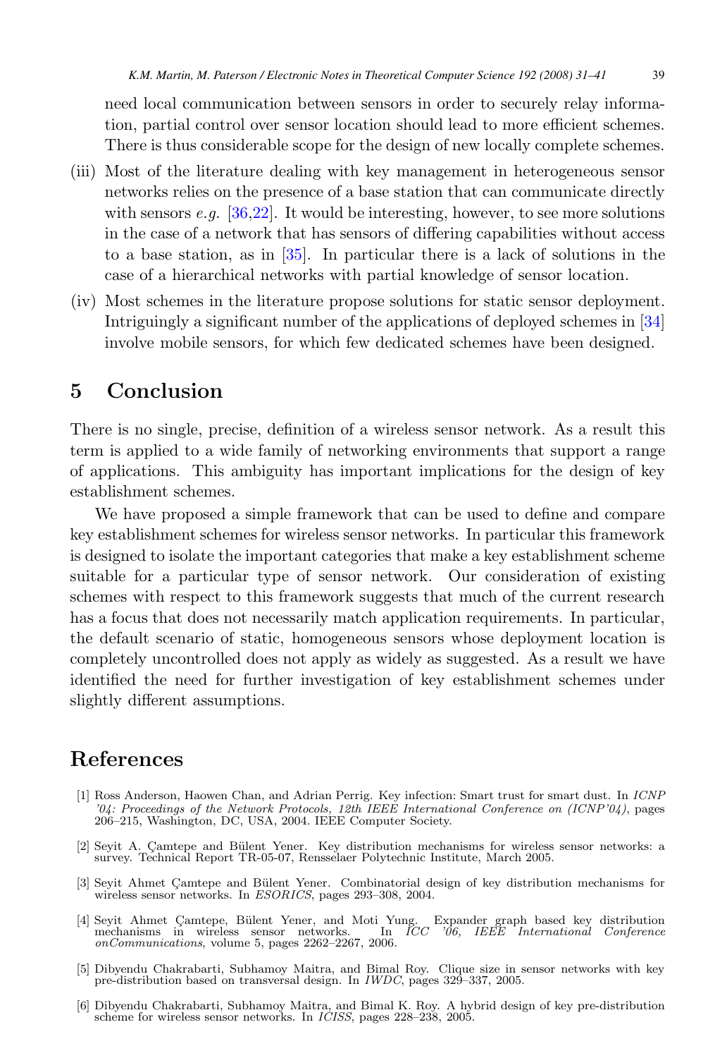need local communication between sensors in order to securely relay information, partial control over sensor location should lead to more efficient schemes. There is thus considerable scope for the design of new locally complete schemes.

(iii) Most of the literature dealing with key management in heterogeneous sensor networks relies on the presence of a base station that can communicate directly with sensors *e.g.* [36,22]. It would be interesting, however, to see more solutions in the case of a network that has sensors of differing capabilities without access to a base station, as in [35]. In particular there is a lack of solutions in the case of a hierarchical networks with partial knowledge of sensor location.

(iv) Most schemes in the literature propose solutions for static sensor deployment. Intriguingly a significant number of the applications of deployed schemes in [34] involve mobile sensors, for which few dedicated schemes have been designed.

## 5 Conclusion

There is no single, precise, definition of a wireless sensor network. As a result this term is applied to a wide family of networking environments that support a range of applications. This ambiguity has important implications for the design of key establishment schemes.

We have proposed a simple framework that can be used to define and compare key establishment schemes for wireless sensor networks. In particular this framework is designed to isolate the important categories that make a key establishment scheme suitable for a particular type of sensor network. Our consideration of existing schemes with respect to this framework suggests that much of the current research has a focus that does not necessarily match application requirements. In particular, the default scenario of static, homogeneous sensors whose deployment location is completely uncontrolled does not apply as widely as suggested. As a result we have identified the need for further investigation of key establishment schemes under slightly different assumptions.

## References

[1] Ross Anderson, Haowen Chan, and Adrian Perrig. Key infection: Smart trust for smart dust. In *ICNP '04: Proceedings of the Network Protocols, 12th IEEE International Conference on (ICNP'04)*, pages 206–215, Washington, DC, USA, 2004. IEEE Computer Society.

[2] Seyit A. Çamtepe and Bülent Yener. Key distribution mechanisms for wireless sensor networks: a survey. Technical Report TR-05-07, Rensselaer Polytechnic Institute, March 2005.

[3] Seyit Ahmet Çamtepe and Bülent Yener. Combinatorial design of key distribution mechanisms for wireless sensor networks. In *ESORICS*, pages 293–308, 2004.

[4] Seyit Ahmet Çamtepe, Bülent Yener, and Moti Yung. Expander graph based key distribution mechanisms in wireless sensor networks. In *ICC '06, IEEE International Conference onCommunications*, volume 5, pages 2262–2267, 2006.

[5] Dibyendu Chakrabarti, Subhamoy Maitra, and Bimal Roy. Clique size in sensor networks with key pre-distribution based on transversal design. In *IWDC*, pages 329–337, 2005.

[6] Dibyendu Chakrabarti, Subhamoy Maitra, and Bimal K. Roy. A hybrid design of key pre-distribution scheme for wireless sensor networks. In *ICISS*, pages 228–238, 2005.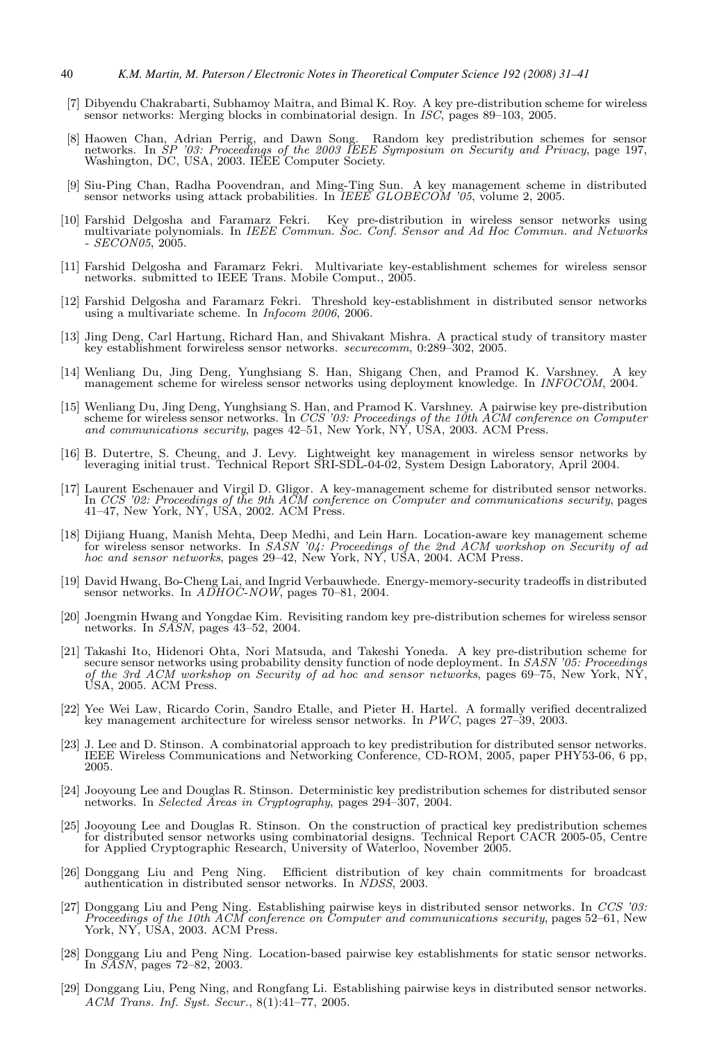[7] Dibyendu Chakrabarti, Subhamoy Maitra, and Bimal K. Roy. A key pre-distribution scheme for wireless sensor networks: Merging blocks in combinatorial design. In *ISC*, pages 89–103, 2005.

[8] Haowen Chan, Adrian Perrig, and Dawn Song. Random key predistribution schemes for sensor networks. In *SP '03: Proceedings of the 2003 IEEE Symposium on Security and Privacy*, page 197, Washington, DC, USA, 2003. IEEE Computer Society.

[9] Siu-Ping Chan, Radha Poovendran, and Ming-Ting Sun. A key management scheme in distributed sensor networks using attack probabilities. In *IEEE GLOBECOM '05*, volume 2, 2005.

[10] Farshid Delgosha and Faramarz Fekri. Key pre-distribution in wireless sensor networks using multivariate polynomials. In *IEEE Commun. Soc. Conf. Sensor and Ad Hoc Commun. and Networks - SECON05*, 2005.

[11] Farshid Delgosha and Faramarz Fekri. Multivariate key-establishment schemes for wireless sensor networks. submitted to IEEE Trans. Mobile Comput., 2005.

[12] Farshid Delgosha and Faramarz Fekri. Threshold key-establishment in distributed sensor networks using a multivariate scheme. In *Infocom 2006*, 2006.

[13] Jing Deng, Carl Hartung, Richard Han, and Shivakant Mishra. A practical study of transitory master key establishment forwireless sensor networks. *securecomm*, 0:289–302, 2005.

[14] Wenliang Du, Jing Deng, Yunghsiang S. Han, Shigang Chen, and Pramod K. Varshney. A key management scheme for wireless sensor networks using deployment knowledge. In *INFOCOM*, 2004.

[15] Wenliang Du, Jing Deng, Yunghsiang S. Han, and Pramod K. Varshney. A pairwise key pre-distribution scheme for wireless sensor networks. In *CCS '03: Proceedings of the 10th ACM conference on Computer and communications security*, pages 42–51, New York, NY, USA, 2003. ACM Press.

[16] B. Dutertre, S. Cheung, and J. Levy. Lightweight key management in wireless sensor networks by leveraging initial trust. Technical Report SRI-SDL-04-02, System Design Laboratory, April 2004.

[17] Laurent Eschenauer and Virgil D. Gligor. A key-management scheme for distributed sensor networks. In *CCS '02: Proceedings of the 9th ACM conference on Computer and communications security*, pages 41–47, New York, NY, USA, 2002. ACM Press.

[18] Dijiang Huang, Manish Mehta, Deep Medhi, and Lein Harn. Location-aware key management scheme for wireless sensor networks. In *SASN '04: Proceedings of the 2nd ACM workshop on Security of ad hoc and sensor networks*, pages 29–42, New York, NY, USA, 2004. ACM Press.

[19] David Hwang, Bo-Cheng Lai, and Ingrid Verbauwhede. Energy-memory-security tradeoffs in distributed sensor networks. In *ADHOC-NOW*, pages 70–81, 2004.

[20] Joengmin Hwang and Yongdae Kim. Revisiting random key pre-distribution schemes for wireless sensor networks. In *SASN*, pages 43–52, 2004.

[21] Takashi Ito, Hidenori Ohta, Nori Matsuda, and Takeshi Yoneda. A key pre-distribution scheme for secure sensor networks using probability density function of node deployment. In *SASN '05: Proceedings of the 3rd ACM workshop on Security of ad hoc and sensor networks*, pages 69–75, New York, NY, USA, 2005. ACM Press.

[22] Yee Wei Law, Ricardo Corin, Sandro Etalle, and Pieter H. Hartel. A formally verified decentralized key management architecture for wireless sensor networks. In *PWC*, pages 27–39, 2003.

[23] J. Lee and D. Stinson. A combinatorial approach to key predistribution for distributed sensor networks. IEEE Wireless Communications and Networking Conference, CD-ROM, 2005, paper PHY53-06, 6 pp, 2005.

[24] Jooyoung Lee and Douglas R. Stinson. Deterministic key predistribution schemes for distributed sensor networks. In *Selected Areas in Cryptography*, pages 294–307, 2004.

[25] Jooyoung Lee and Douglas R. Stinson. On the construction of practical key predistribution schemes for distributed sensor networks using combinatorial designs. Technical Report CACR 2005-05, Centre for Applied Cryptographic Research, University of Waterloo, November 2005.

[26] Donggang Liu and Peng Ning. Efficient distribution of key chain commitments for broadcast authentication in distributed sensor networks. In *NDSS*, 2003.

[27] Donggang Liu and Peng Ning. Establishing pairwise keys in distributed sensor networks. In *CCS '03: Proceedings of the 10th ACM conference on Computer and communications security*, pages 52–61, New York, NY, USA, 2003. ACM Press.

[28] Donggang Liu and Peng Ning. Location-based pairwise key establishments for static sensor networks. In *SASN*, pages 72–82, 2003.

[29] Donggang Liu, Peng Ning, and Rongfang Li. Establishing pairwise keys in distributed sensor networks. *ACM Trans. Inf. Syst. Secur.*, 8(1):41–77, 2005.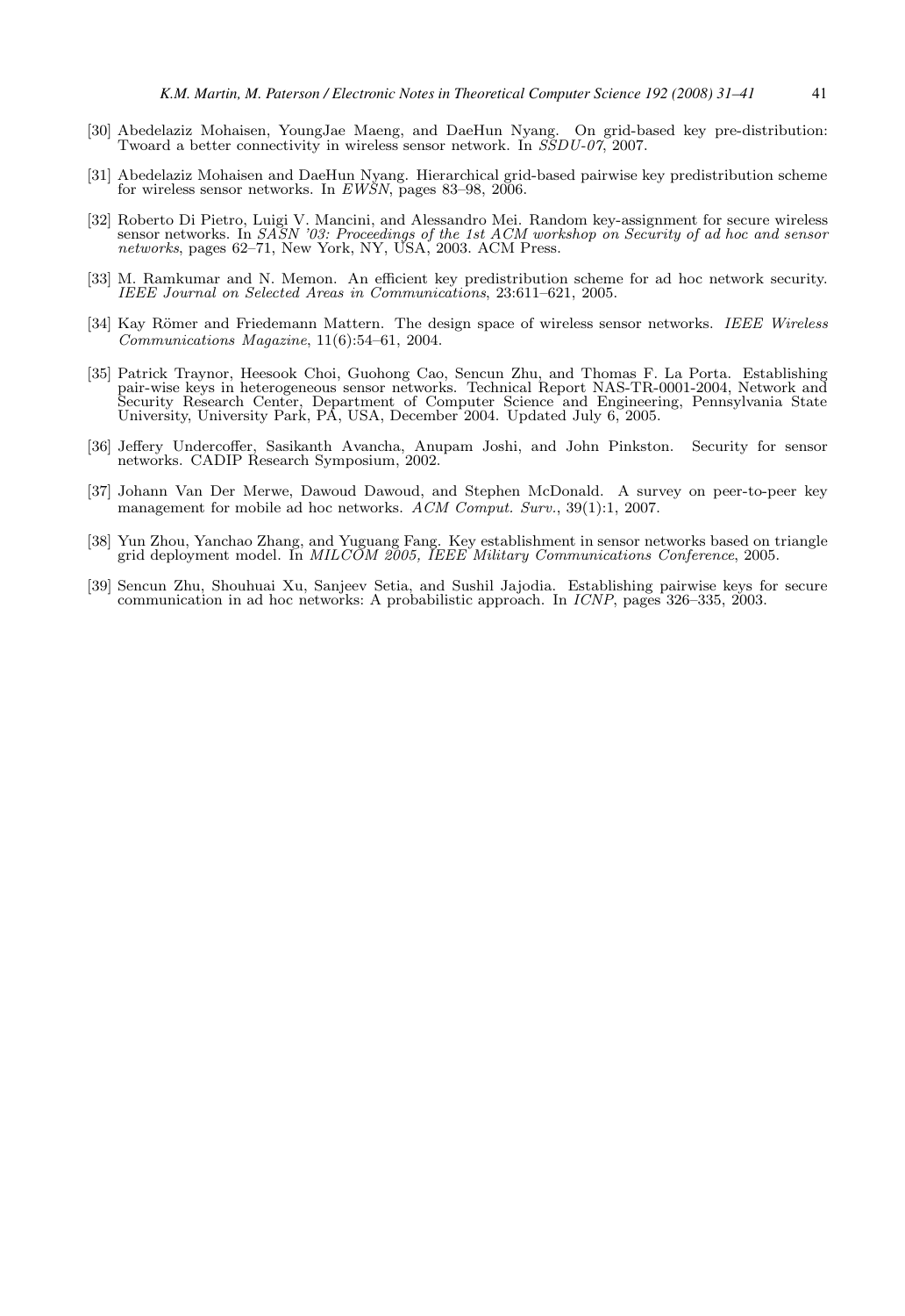[30] Abedelaziz Mohaisen, YoungJae Maeng, and DaeHun Nyang. On grid-based key pre-distribution: Twoard a better connectivity in wireless sensor network. In *SSDU-07*, 2007.

[31] Abedelaziz Mohaisen and DaeHun Nyang. Hierarchical grid-based pairwise key predistribution scheme for wireless sensor networks. In *EWSN*, pages 83–98, 2006.

[32] Roberto Di Pietro, Luigi V. Mancini, and Alessandro Mei. Random key-assignment for secure wireless sensor networks. In *SASN '03: Proceedings of the 1st ACM workshop on Security of ad hoc and sensor networks*, pages 62–71, New York, NY, USA, 2003. ACM Press.

[33] M. Ramkumar and N. Memon. An efficient key predistribution scheme for ad hoc network security. *IEEE Journal on Selected Areas in Communications*, 23:611–621, 2005.

[34] Kay Römer and Friedemann Mattern. The design space of wireless sensor networks. *IEEE Wireless Communications Magazine*, 11(6):54–61, 2004.

[35] Patrick Traynor, Heesook Choi, Guohong Cao, Sencun Zhu, and Thomas F. La Porta. Establishing pair-wise keys in heterogeneous sensor networks. Technical Report NAS-TR-0001-2004, Network and Security Research Center, Department of Computer Science and Engineering, Pennsylvania State University, University Park, PA, USA, December 2004. Updated July 6, 2005.

[36] Jeffery Undercoffer, Sasikanth Avancha, Anupam Joshi, and John Pinkston. Security for sensor networks. CADIP Research Symposium, 2002.

[37] Johann Van Der Merwe, Dawoud Dawoud, and Stephen McDonald. A survey on peer-to-peer key management for mobile ad hoc networks. *ACM Comput. Surv.*, 39(1):1, 2007.

[38] Yun Zhou, Yanchao Zhang, and Yuguang Fang. Key establishment in sensor networks based on triangle grid deployment model. In *MILCOM 2005, IEEE Military Communications Conference*, 2005.

[39] Sencun Zhu, Shouhuai Xu, Sanjeev Setia, and Sushil Jajodia. Establishing pairwise keys for secure communication in ad hoc networks: A probabilistic approach. In *ICNP*, pages 326–335, 2003.